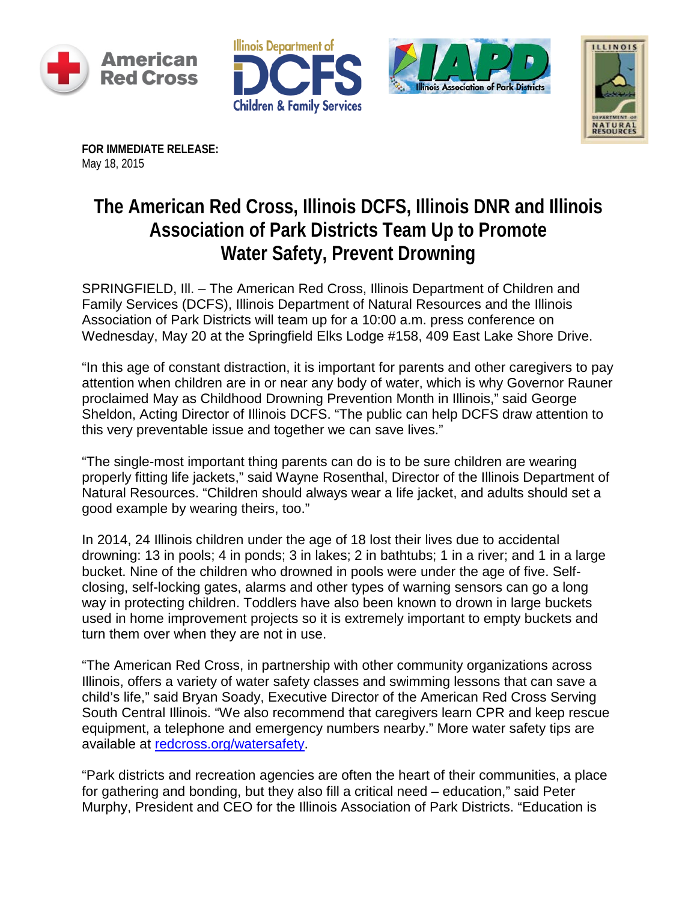**FOR IMMEDIATE RELEASE:**
May 18, 2015

# The American Red Cross, Illinois DCFS, Illinois DNR and Illinois Association of Park Districts Team Up to Promote Water Safety, Prevent Drowning

SPRINGFIELD, Ill. – The American Red Cross, Illinois Department of Children and Family Services (DCFS), Illinois Department of Natural Resources and the Illinois Association of Park Districts will team up for a 10:00 a.m. press conference on Wednesday, May 20 at the Springfield Elks Lodge #158, 409 East Lake Shore Drive.

"In this age of constant distraction, it is important for parents and other caregivers to pay attention when children are in or near any body of water, which is why Governor Rauner proclaimed May as Childhood Drowning Prevention Month in Illinois," said George Sheldon, Acting Director of Illinois DCFS. "The public can help DCFS draw attention to this very preventable issue and together we can save lives."

"The single-most important thing parents can do is to be sure children are wearing properly fitting life jackets," said Wayne Rosenthal, Director of the Illinois Department of Natural Resources. "Children should always wear a life jacket, and adults should set a good example by wearing theirs, too."

In 2014, 24 Illinois children under the age of 18 lost their lives due to accidental drowning: 13 in pools; 4 in ponds; 3 in lakes; 2 in bathtubs; 1 in a river; and 1 in a large bucket. Nine of the children who drowned in pools were under the age of five. Self-closing, self-locking gates, alarms and other types of warning sensors can go a long way in protecting children. Toddlers have also been known to drown in large buckets used in home improvement projects so it is extremely important to empty buckets and turn them over when they are not in use.

"The American Red Cross, in partnership with other community organizations across Illinois, offers a variety of water safety classes and swimming lessons that can save a child's life," said Bryan Soady, Executive Director of the American Red Cross Serving South Central Illinois. "We also recommend that caregivers learn CPR and keep rescue equipment, a telephone and emergency numbers nearby." More water safety tips are available at [redcross.org/watersafety](redcross.org/watersafety).

"Park districts and recreation agencies are often the heart of their communities, a place for gathering and bonding, but they also fill a critical need – education," said Peter Murphy, President and CEO for the Illinois Association of Park Districts. "Education is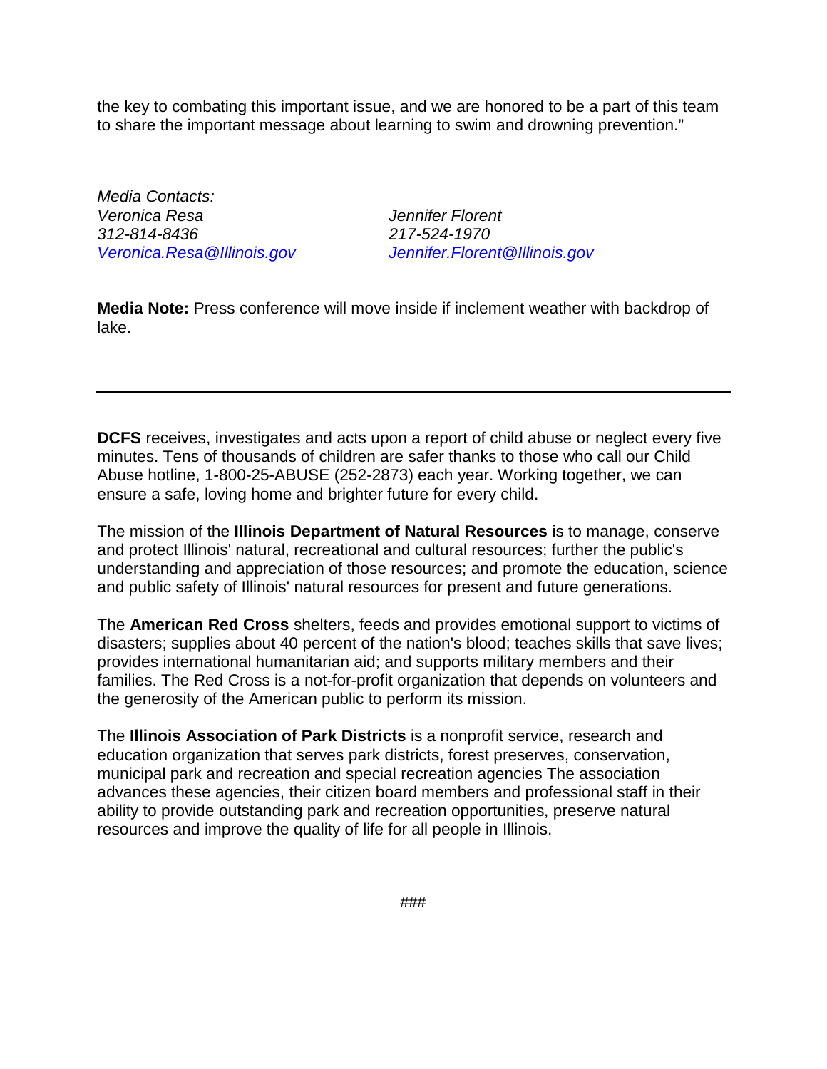the key to combating this important issue, and we are honored to be a part of this team to share the important message about learning to swim and drowning prevention."

*Media Contacts:*

*Veronica Resa*
*312-814-8436*
*Veronica.Resa@Illinois.gov*

*Jennifer Florent*
*217-524-1970*
*Jennifer.Florent@Illinois.gov*

**Media Note:** Press conference will move inside if inclement weather with backdrop of lake.

---

**DCFS** receives, investigates and acts upon a report of child abuse or neglect every five minutes. Tens of thousands of children are safer thanks to those who call our Child Abuse hotline, 1-800-25-ABUSE (252-2873) each year. Working together, we can ensure a safe, loving home and brighter future for every child.

The mission of the **Illinois Department of Natural Resources** is to manage, conserve and protect Illinois' natural, recreational and cultural resources; further the public's understanding and appreciation of those resources; and promote the education, science and public safety of Illinois' natural resources for present and future generations.

The **American Red Cross** shelters, feeds and provides emotional support to victims of disasters; supplies about 40 percent of the nation's blood; teaches skills that save lives; provides international humanitarian aid; and supports military members and their families. The Red Cross is a not-for-profit organization that depends on volunteers and the generosity of the American public to perform its mission.

The **Illinois Association of Park Districts** is a nonprofit service, research and education organization that serves park districts, forest preserves, conservation, municipal park and recreation and special recreation agencies The association advances these agencies, their citizen board members and professional staff in their ability to provide outstanding park and recreation opportunities, preserve natural resources and improve the quality of life for all people in Illinois.

###